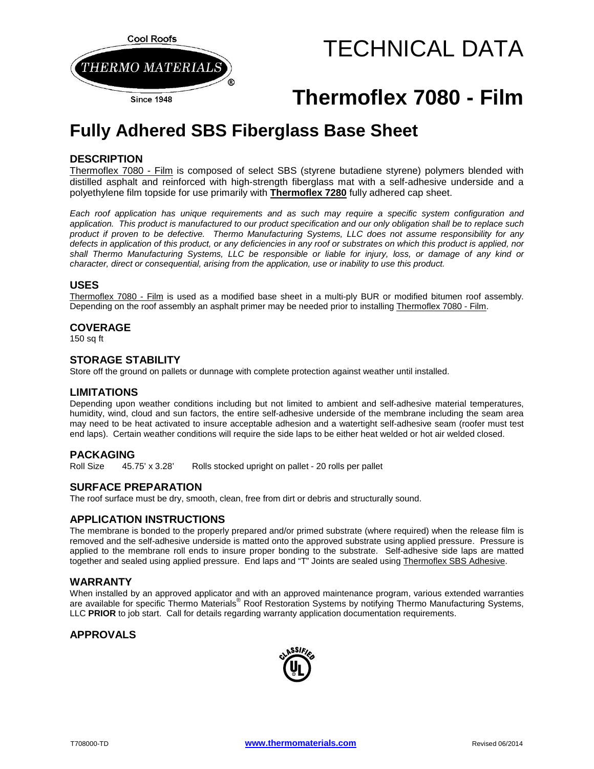Cool Roofs

THERMO MATERIALS®

Since 1948

# TECHNICAL DATA

# Thermoflex 7080 - Film

## Fully Adhered SBS Fiberglass Base Sheet

### DESCRIPTION

Thermoflex 7080 - Film is composed of select SBS (styrene butadiene styrene) polymers blended with distilled asphalt and reinforced with high-strength fiberglass mat with a self-adhesive underside and a polyethylene film topside for use primarily with **Thermoflex 7280** fully adhered cap sheet.

*Each roof application has unique requirements and as such may require a specific system configuration and application. This product is manufactured to our product specification and our only obligation shall be to replace such product if proven to be defective. Thermo Manufacturing Systems, LLC does not assume responsibility for any defects in application of this product, or any deficiencies in any roof or substrates on which this product is applied, nor shall Thermo Manufacturing Systems, LLC be responsible or liable for injury, loss, or damage of any kind or character, direct or consequential, arising from the application, use or inability to use this product.*

### USES

Thermoflex 7080 - Film is used as a modified base sheet in a multi-ply BUR or modified bitumen roof assembly. Depending on the roof assembly an asphalt primer may be needed prior to installing Thermoflex 7080 - Film.

### COVERAGE

150 sq ft

### STORAGE STABILITY

Store off the ground on pallets or dunnage with complete protection against weather until installed.

### LIMITATIONS

Depending upon weather conditions including but not limited to ambient and self-adhesive material temperatures, humidity, wind, cloud and sun factors, the entire self-adhesive underside of the membrane including the seam area may need to be heat activated to insure acceptable adhesion and a watertight self-adhesive seam (roofer must test end laps). Certain weather conditions will require the side laps to be either heat welded or hot air welded closed.

### PACKAGING

Roll Size 45.75' x 3.28' Rolls stocked upright on pallet - 20 rolls per pallet

### SURFACE PREPARATION

The roof surface must be dry, smooth, clean, free from dirt or debris and structurally sound.

### APPLICATION INSTRUCTIONS

The membrane is bonded to the properly prepared and/or primed substrate (where required) when the release film is removed and the self-adhesive underside is matted onto the approved substrate using applied pressure. Pressure is applied to the membrane roll ends to insure proper bonding to the substrate. Self-adhesive side laps are matted together and sealed using applied pressure. End laps and "T" Joints are sealed using Thermoflex SBS Adhesive.

### WARRANTY

When installed by an approved applicator and with an approved maintenance program, various extended warranties are available for specific Thermo Materials® Roof Restoration Systems by notifying Thermo Manufacturing Systems, LLC **PRIOR** to job start. Call for details regarding warranty application documentation requirements.

### APPROVALS

CLASSIFIED UL

T708000-TD www.thermomaterials.com Revised 06/2014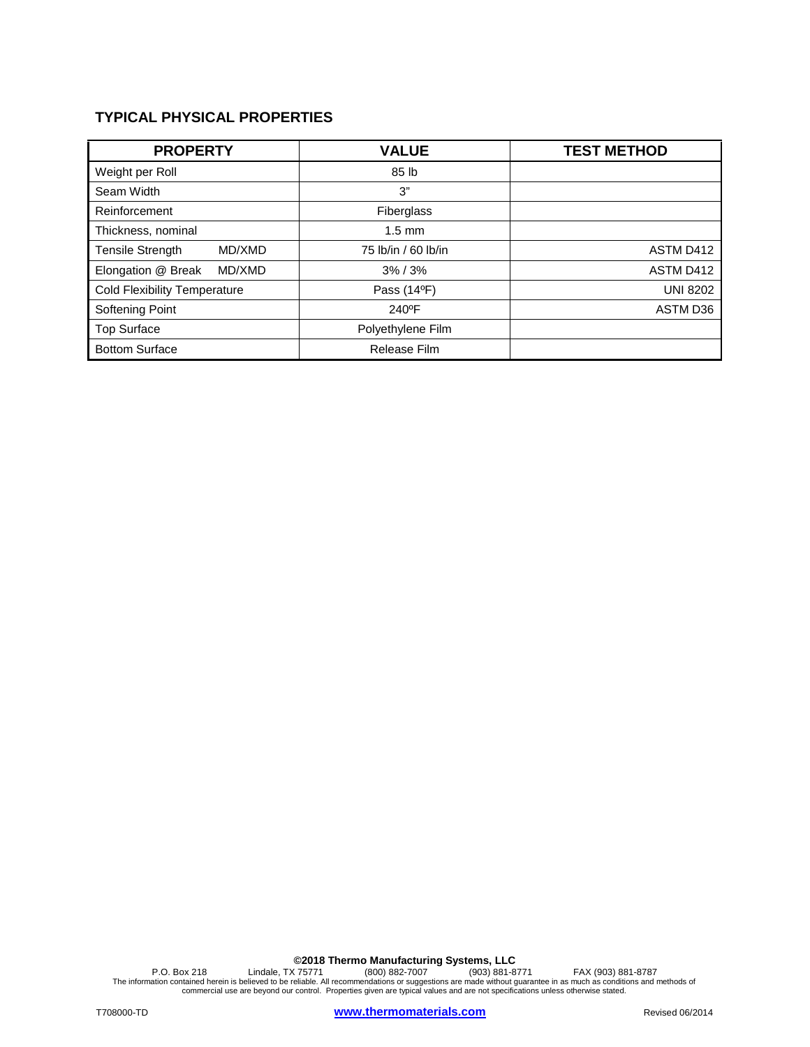## TYPICAL PHYSICAL PROPERTIES

| PROPERTY | VALUE | TEST METHOD |
|---|---|---|
| Weight per Roll | 85 lb | |
| Seam Width | 3" | |
| Reinforcement | Fiberglass | |
| Thickness, nominal | 1.5 mm | |
| Tensile Strength MD/XMD | 75 lb/in / 60 lb/in | ASTM D412 |
| Elongation @ Break MD/XMD | 3% / 3% | ASTM D412 |
| Cold Flexibility Temperature | Pass (14ºF) | UNI 8202 |
| Softening Point | 240ºF | ASTM D36 |
| Top Surface | Polyethylene Film | |
| Bottom Surface | Release Film | |

**©2018 Thermo Manufacturing Systems, LLC**

P.O. Box 218 Lindale, TX 75771 (800) 882-7007 (903) 881-8771 FAX (903) 881-8787

The information contained herein is believed to be reliable. All recommendations or suggestions are made without guarantee in as much as conditions and methods of commercial use are beyond our control. Properties given are typical values and are not specifications unless otherwise stated.

T708000-TD www.thermomaterials.com Revised 06/2014